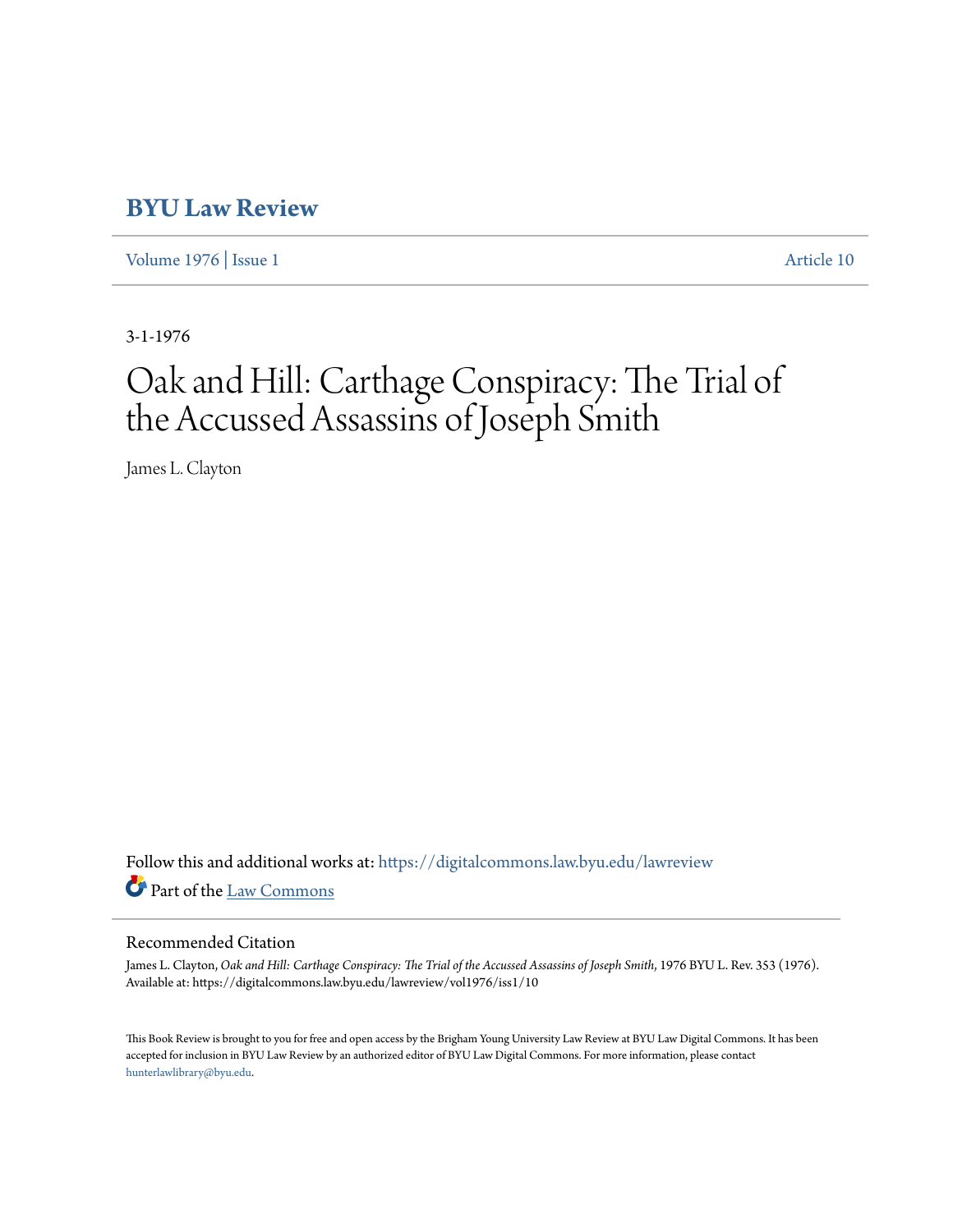# BYU Law Review

Volume 1976 | Issue 1 Article 10

3-1-1976

# Oak and Hill: Carthage Conspiracy: The Trial of the Accussed Assassins of Joseph Smith

James L. Clayton

Follow this and additional works at: https://digitalcommons.law.byu.edu/lawreview

Part of the Law Commons

## Recommended Citation

James L. Clayton, *Oak and Hill: Carthage Conspiracy: The Trial of the Accussed Assassins of Joseph Smith*, 1976 BYU L. Rev. 353 (1976).
Available at: https://digitalcommons.law.byu.edu/lawreview/vol1976/iss1/10

This Book Review is brought to you for free and open access by the Brigham Young University Law Review at BYU Law Digital Commons. It has been accepted for inclusion in BYU Law Review by an authorized editor of BYU Law Digital Commons. For more information, please contact hunterlawlibrary@byu.edu.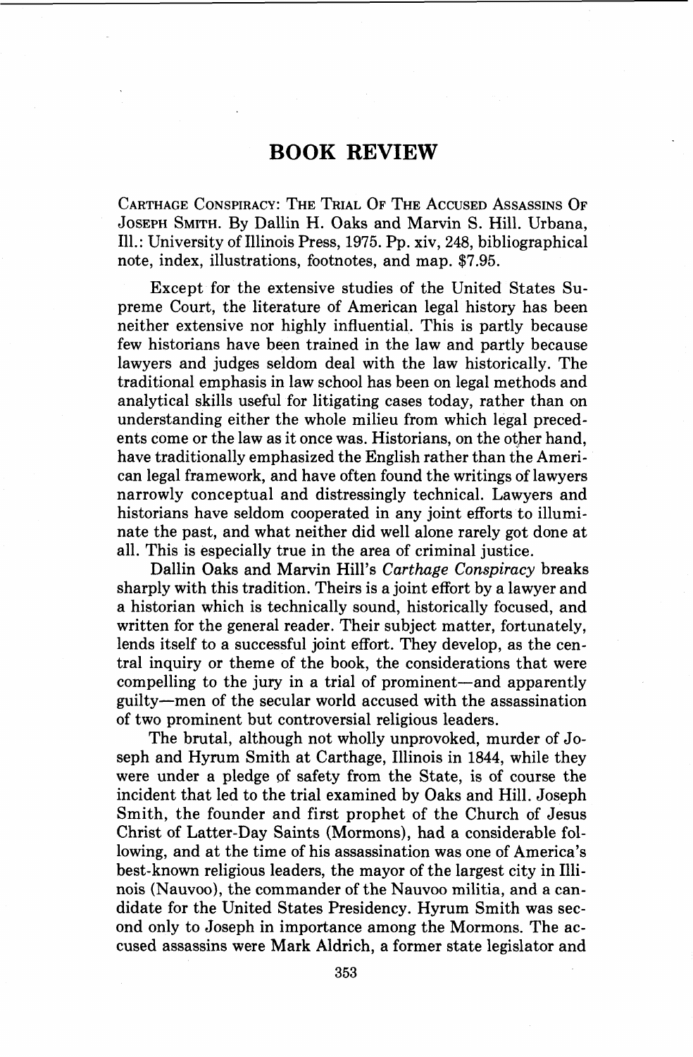# BOOK REVIEW

Carthage Conspiracy: The Trial Of The Accused Assassins Of Joseph Smith. By Dallin H. Oaks and Marvin S. Hill. Urbana, Ill.: University of Illinois Press, 1975. Pp. xiv, 248, bibliographical note, index, illustrations, footnotes, and map. $7.95.

Except for the extensive studies of the United States Supreme Court, the literature of American legal history has been neither extensive nor highly influential. This is partly because few historians have been trained in the law and partly because lawyers and judges seldom deal with the law historically. The traditional emphasis in law school has been on legal methods and analytical skills useful for litigating cases today, rather than on understanding either the whole milieu from which legal precedents come or the law as it once was. Historians, on the other hand, have traditionally emphasized the English rather than the American legal framework, and have often found the writings of lawyers narrowly conceptual and distressingly technical. Lawyers and historians have seldom cooperated in any joint efforts to illuminate the past, and what neither did well alone rarely got done at all. This is especially true in the area of criminal justice.

Dallin Oaks and Marvin Hill's *Carthage Conspiracy* breaks sharply with this tradition. Theirs is a joint effort by a lawyer and a historian which is technically sound, historically focused, and written for the general reader. Their subject matter, fortunately, lends itself to a successful joint effort. They develop, as the central inquiry or theme of the book, the considerations that were compelling to the jury in a trial of prominent—and apparently guilty—men of the secular world accused with the assassination of two prominent but controversial religious leaders.

The brutal, although not wholly unprovoked, murder of Joseph and Hyrum Smith at Carthage, Illinois in 1844, while they were under a pledge of safety from the State, is of course the incident that led to the trial examined by Oaks and Hill. Joseph Smith, the founder and first prophet of the Church of Jesus Christ of Latter-Day Saints (Mormons), had a considerable following, and at the time of his assassination was one of America's best-known religious leaders, the mayor of the largest city in Illinois (Nauvoo), the commander of the Nauvoo militia, and a candidate for the United States Presidency. Hyrum Smith was second only to Joseph in importance among the Mormons. The accused assassins were Mark Aldrich, a former state legislator and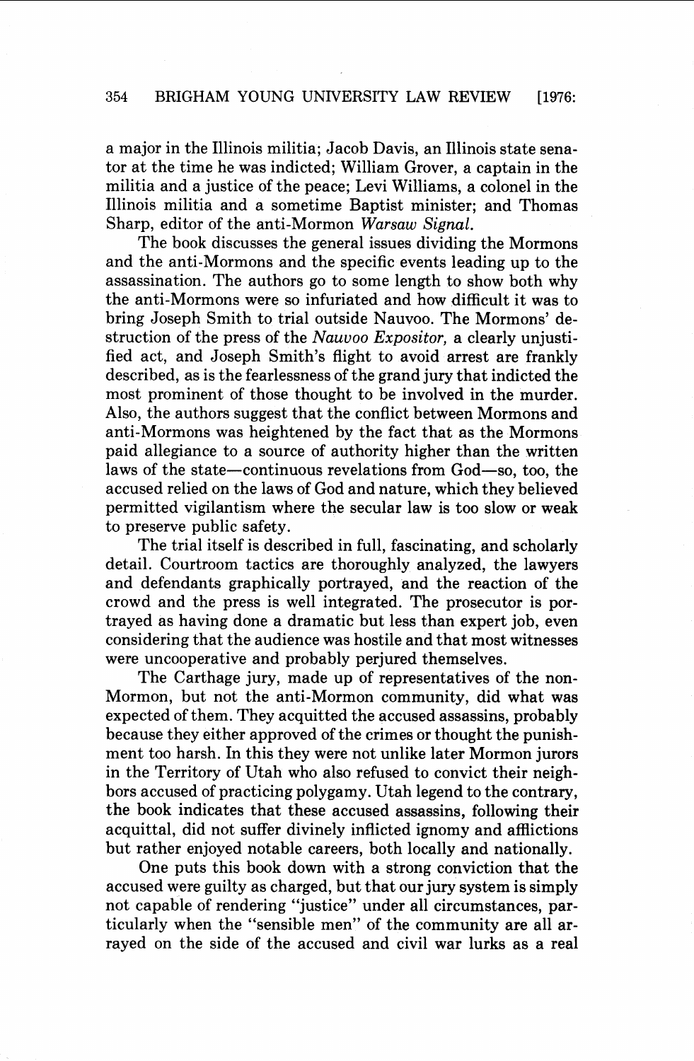a major in the Illinois militia; Jacob Davis, an Illinois state senator at the time he was indicted; William Grover, a captain in the militia and a justice of the peace; Levi Williams, a colonel in the Illinois militia and a sometime Baptist minister; and Thomas Sharp, editor of the anti-Mormon *Warsaw Signal*.

The book discusses the general issues dividing the Mormons and the anti-Mormons and the specific events leading up to the assassination. The authors go to some length to show both why the anti-Mormons were so infuriated and how difficult it was to bring Joseph Smith to trial outside Nauvoo. The Mormons' destruction of the press of the *Nauvoo Expositor*, a clearly unjustified act, and Joseph Smith's flight to avoid arrest are frankly described, as is the fearlessness of the grand jury that indicted the most prominent of those thought to be involved in the murder. Also, the authors suggest that the conflict between Mormons and anti-Mormons was heightened by the fact that as the Mormons paid allegiance to a source of authority higher than the written laws of the state—continuous revelations from God—so, too, the accused relied on the laws of God and nature, which they believed permitted vigilantism where the secular law is too slow or weak to preserve public safety.

The trial itself is described in full, fascinating, and scholarly detail. Courtroom tactics are thoroughly analyzed, the lawyers and defendants graphically portrayed, and the reaction of the crowd and the press is well integrated. The prosecutor is portrayed as having done a dramatic but less than expert job, even considering that the audience was hostile and that most witnesses were uncooperative and probably perjured themselves.

The Carthage jury, made up of representatives of the non-Mormon, but not the anti-Mormon community, did what was expected of them. They acquitted the accused assassins, probably because they either approved of the crimes or thought the punishment too harsh. In this they were not unlike later Mormon jurors in the Territory of Utah who also refused to convict their neighbors accused of practicing polygamy. Utah legend to the contrary, the book indicates that these accused assassins, following their acquittal, did not suffer divinely inflicted ignomy and afflictions but rather enjoyed notable careers, both locally and nationally.

One puts this book down with a strong conviction that the accused were guilty as charged, but that our jury system is simply not capable of rendering "justice" under all circumstances, particularly when the "sensible men" of the community are all arrayed on the side of the accused and civil war lurks as a real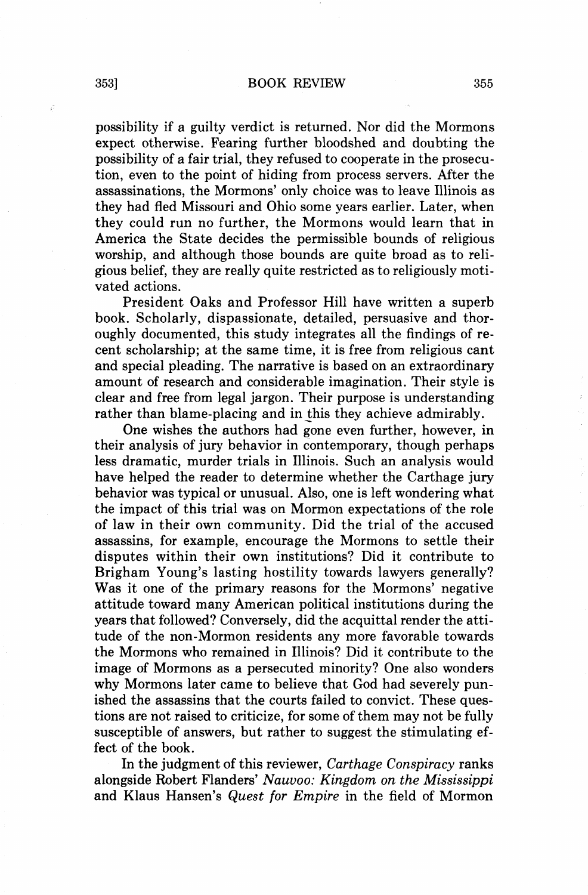possibility if a guilty verdict is returned. Nor did the Mormons expect otherwise. Fearing further bloodshed and doubting the possibility of a fair trial, they refused to cooperate in the prosecution, even to the point of hiding from process servers. After the assassinations, the Mormons' only choice was to leave Illinois as they had fled Missouri and Ohio some years earlier. Later, when they could run no further, the Mormons would learn that in America the State decides the permissible bounds of religious worship, and although those bounds are quite broad as to religious belief, they are really quite restricted as to religiously motivated actions.

President Oaks and Professor Hill have written a superb book. Scholarly, dispassionate, detailed, persuasive and thoroughly documented, this study integrates all the findings of recent scholarship; at the same time, it is free from religious cant and special pleading. The narrative is based on an extraordinary amount of research and considerable imagination. Their style is clear and free from legal jargon. Their purpose is understanding rather than blame-placing and in this they achieve admirably.

One wishes the authors had gone even further, however, in their analysis of jury behavior in contemporary, though perhaps less dramatic, murder trials in Illinois. Such an analysis would have helped the reader to determine whether the Carthage jury behavior was typical or unusual. Also, one is left wondering what the impact of this trial was on Mormon expectations of the role of law in their own community. Did the trial of the accused assassins, for example, encourage the Mormons to settle their disputes within their own institutions? Did it contribute to Brigham Young's lasting hostility towards lawyers generally? Was it one of the primary reasons for the Mormons' negative attitude toward many American political institutions during the years that followed? Conversely, did the acquittal render the attitude of the non-Mormon residents any more favorable towards the Mormons who remained in Illinois? Did it contribute to the image of Mormons as a persecuted minority? One also wonders why Mormons later came to believe that God had severely punished the assassins that the courts failed to convict. These questions are not raised to criticize, for some of them may not be fully susceptible of answers, but rather to suggest the stimulating effect of the book.

In the judgment of this reviewer, *Carthage Conspiracy* ranks alongside Robert Flanders' *Nauvoo: Kingdom on the Mississippi* and Klaus Hansen's *Quest for Empire* in the field of Mormon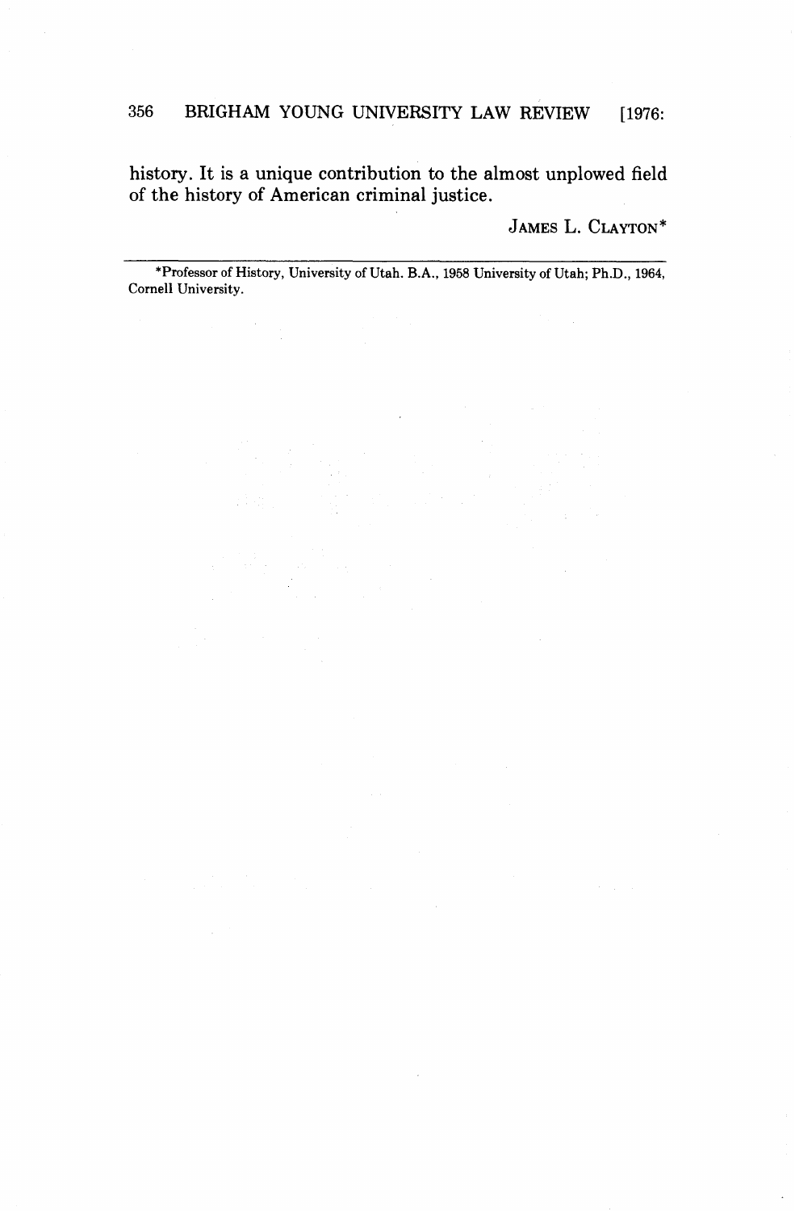history. It is a unique contribution to the almost unplowed field of the history of American criminal justice.

James L. Clayton*

---

*Professor of History, University of Utah. B.A., 1958 University of Utah; Ph.D., 1964, Cornell University.